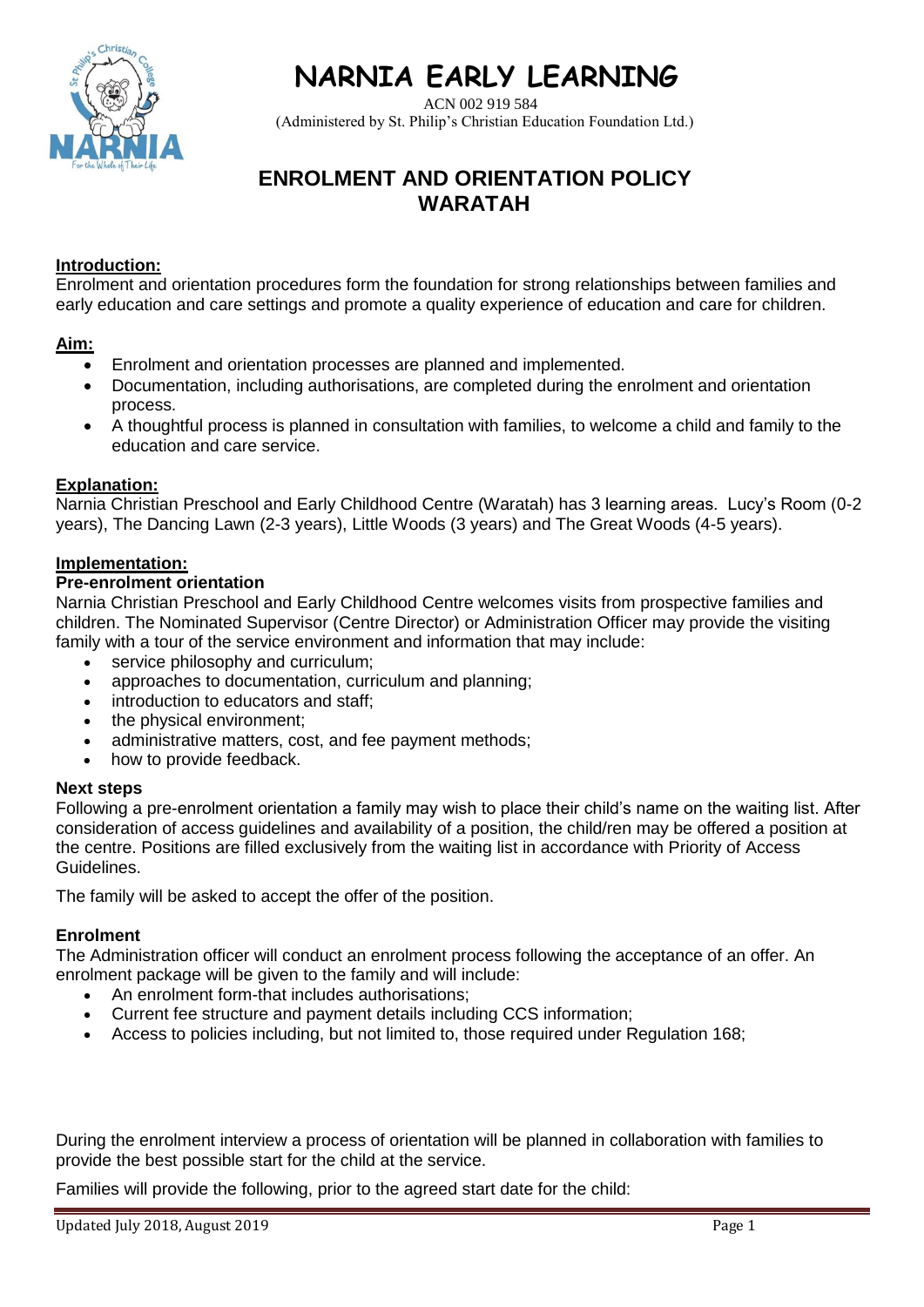# NARNIA EARLY LEARNING

ACN 002 919 584
(Administered by St. Philip's Christian Education Foundation Ltd.)

## ENROLMENT AND ORIENTATION POLICY WARATAH

**Introduction:**

Enrolment and orientation procedures form the foundation for strong relationships between families and early education and care settings and promote a quality experience of education and care for children.

**Aim:**

- Enrolment and orientation processes are planned and implemented.
- Documentation, including authorisations, are completed during the enrolment and orientation process.
- A thoughtful process is planned in consultation with families, to welcome a child and family to the education and care service.

**Explanation:**

Narnia Christian Preschool and Early Childhood Centre (Waratah) has 3 learning areas. Lucy's Room (0-2 years), The Dancing Lawn (2-3 years), Little Woods (3 years) and The Great Woods (4-5 years).

**Implementation:**

**Pre-enrolment orientation**

Narnia Christian Preschool and Early Childhood Centre welcomes visits from prospective families and children. The Nominated Supervisor (Centre Director) or Administration Officer may provide the visiting family with a tour of the service environment and information that may include:

- service philosophy and curriculum;
- approaches to documentation, curriculum and planning;
- introduction to educators and staff;
- the physical environment;
- administrative matters, cost, and fee payment methods;
- how to provide feedback.

**Next steps**

Following a pre-enrolment orientation a family may wish to place their child's name on the waiting list. After consideration of access guidelines and availability of a position, the child/ren may be offered a position at the centre. Positions are filled exclusively from the waiting list in accordance with Priority of Access Guidelines.

The family will be asked to accept the offer of the position.

**Enrolment**

The Administration officer will conduct an enrolment process following the acceptance of an offer. An enrolment package will be given to the family and will include:

- An enrolment form-that includes authorisations;
- Current fee structure and payment details including CCS information;
- Access to policies including, but not limited to, those required under Regulation 168;

During the enrolment interview a process of orientation will be planned in collaboration with families to provide the best possible start for the child at the service.

Families will provide the following, prior to the agreed start date for the child: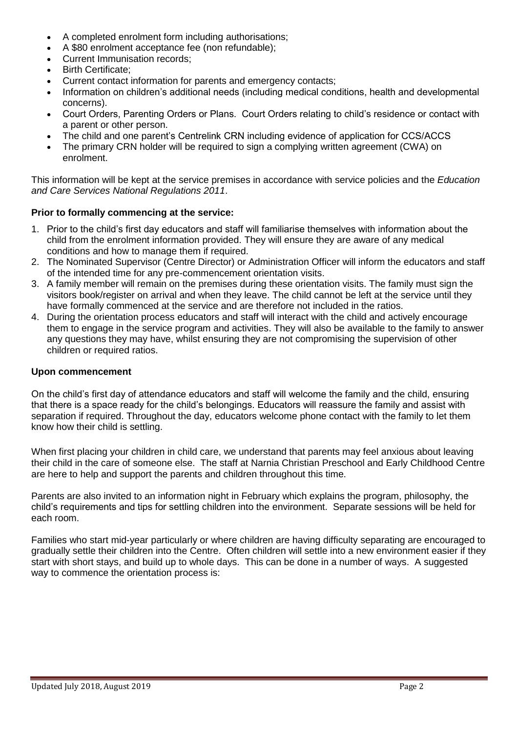- A completed enrolment form including authorisations;
- A $80 enrolment acceptance fee (non refundable);
- Current Immunisation records;
- Birth Certificate;
- Current contact information for parents and emergency contacts;
- Information on children's additional needs (including medical conditions, health and developmental concerns).
- Court Orders, Parenting Orders or Plans. Court Orders relating to child's residence or contact with a parent or other person.
- The child and one parent's Centrelink CRN including evidence of application for CCS/ACCS
- The primary CRN holder will be required to sign a complying written agreement (CWA) on enrolment.

This information will be kept at the service premises in accordance with service policies and the *Education and Care Services National Regulations 2011*.

**Prior to formally commencing at the service:**

1. Prior to the child's first day educators and staff will familiarise themselves with information about the child from the enrolment information provided. They will ensure they are aware of any medical conditions and how to manage them if required.
2. The Nominated Supervisor (Centre Director) or Administration Officer will inform the educators and staff of the intended time for any pre-commencement orientation visits.
3. A family member will remain on the premises during these orientation visits. The family must sign the visitors book/register on arrival and when they leave. The child cannot be left at the service until they have formally commenced at the service and are therefore not included in the ratios.
4. During the orientation process educators and staff will interact with the child and actively encourage them to engage in the service program and activities. They will also be available to the family to answer any questions they may have, whilst ensuring they are not compromising the supervision of other children or required ratios.

**Upon commencement**

On the child's first day of attendance educators and staff will welcome the family and the child, ensuring that there is a space ready for the child's belongings. Educators will reassure the family and assist with separation if required. Throughout the day, educators welcome phone contact with the family to let them know how their child is settling.

When first placing your children in child care, we understand that parents may feel anxious about leaving their child in the care of someone else. The staff at Narnia Christian Preschool and Early Childhood Centre are here to help and support the parents and children throughout this time.

Parents are also invited to an information night in February which explains the program, philosophy, the child's requirements and tips for settling children into the environment. Separate sessions will be held for each room.

Families who start mid-year particularly or where children are having difficulty separating are encouraged to gradually settle their children into the Centre. Often children will settle into a new environment easier if they start with short stays, and build up to whole days. This can be done in a number of ways. A suggested way to commence the orientation process is: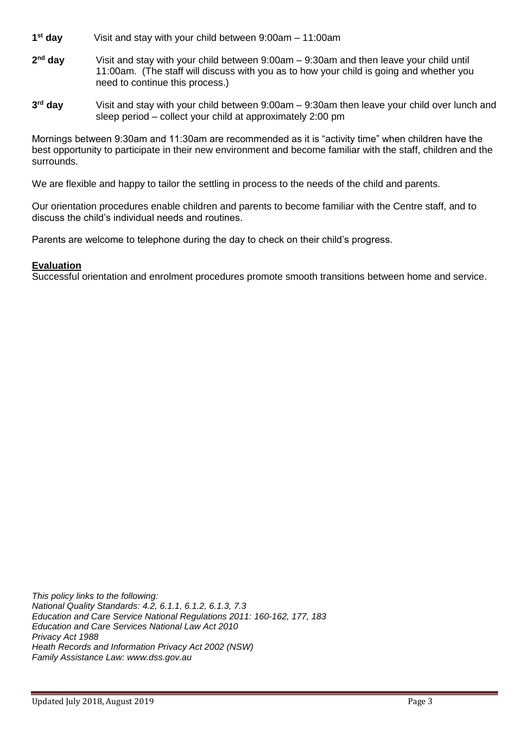**1st day** Visit and stay with your child between 9:00am – 11:00am

**2nd day** Visit and stay with your child between 9:00am – 9:30am and then leave your child until 11:00am. (The staff will discuss with you as to how your child is going and whether you need to continue this process.)

**3rd day** Visit and stay with your child between 9:00am – 9:30am then leave your child over lunch and sleep period – collect your child at approximately 2:00 pm

Mornings between 9:30am and 11:30am are recommended as it is "activity time" when children have the best opportunity to participate in their new environment and become familiar with the staff, children and the surrounds.

We are flexible and happy to tailor the settling in process to the needs of the child and parents.

Our orientation procedures enable children and parents to become familiar with the Centre staff, and to discuss the child's individual needs and routines.

Parents are welcome to telephone during the day to check on their child's progress.

**Evaluation**

Successful orientation and enrolment procedures promote smooth transitions between home and service.

*This policy links to the following:*
*National Quality Standards: 4.2, 6.1.1, 6.1.2, 6.1.3, 7.3*
*Education and Care Service National Regulations 2011: 160-162, 177, 183*
*Education and Care Services National Law Act 2010*
*Privacy Act 1988*
*Heath Records and Information Privacy Act 2002 (NSW)*
*Family Assistance Law: www.dss.gov.au*

Updated July 2018, August 2019